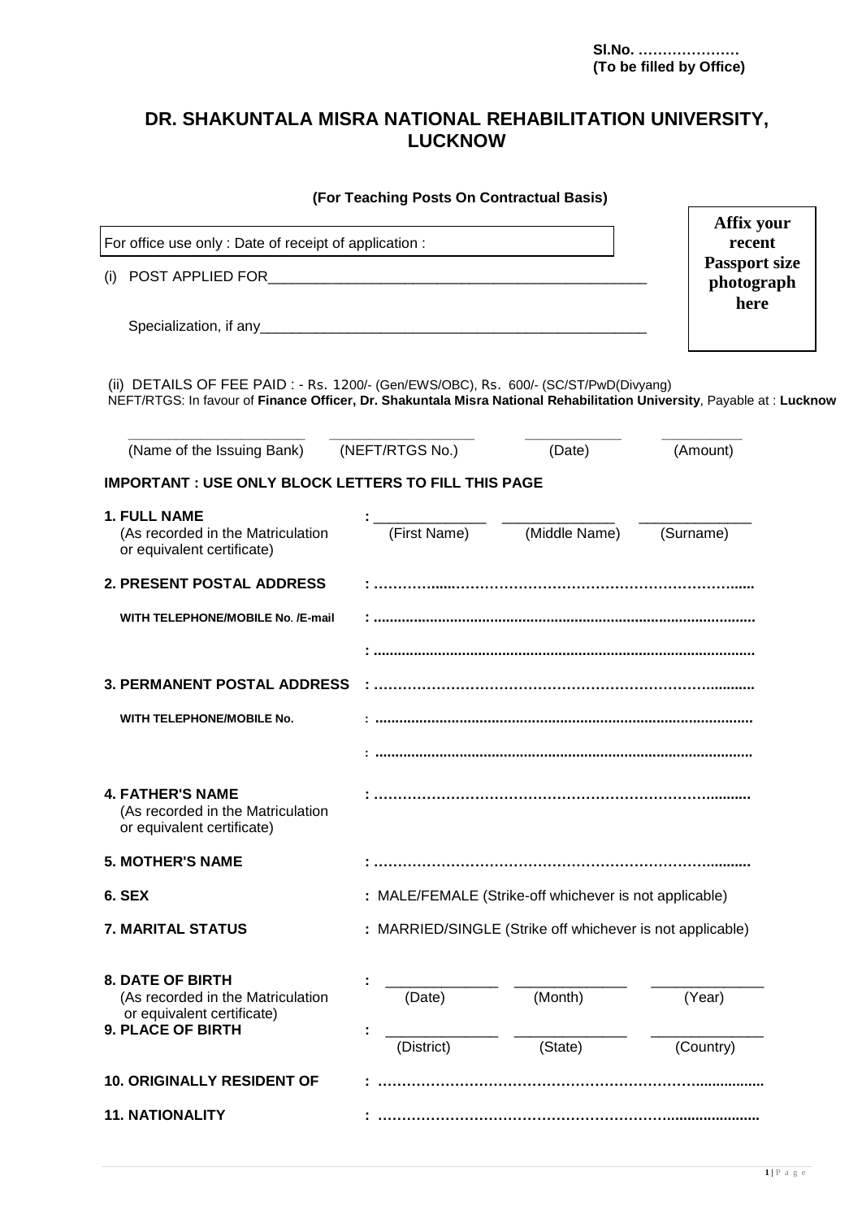**Sl.No. …………………**
**(To be filled by Office)**

# DR. SHAKUNTALA MISRA NATIONAL REHABILITATION UNIVERSITY, LUCKNOW

**(For Teaching Posts On Contractual Basis)**

| For office use only : Date of receipt of application : |
|---|

**Affix your recent Passport size photograph here**

(i) POST APPLIED FOR_______________________________________________

Specialization, if any_______________________________________________

(ii) DETAILS OF FEE PAID : - Rs. 1200/- (Gen/EWS/OBC), Rs. 600/- (SC/ST/PwD(Divyang)
NEFT/RTGS: In favour of **Finance Officer, Dr. Shakuntala Misra National Rehabilitation University**, Payable at : **Lucknow**

| ____________________ | ________________ | ____________ | __________ |
|---|---|---|---|
| (Name of the Issuing Bank) | (NEFT/RTGS No.) | (Date) | (Amount) |

**IMPORTANT : USE ONLY BLOCK LETTERS TO FILL THIS PAGE**

**1. FULL NAME** (As recorded in the Matriculation or equivalent certificate) : ______________ ______________ ______________
(First Name) (Middle Name) (Surname)

**2. PRESENT POSTAL ADDRESS** : ……………………………………………………………………

**WITH TELEPHONE/MOBILE No. /E-mail** : ……………………………………………………………………

: ……………………………………………………………………

**3. PERMANENT POSTAL ADDRESS** : ……………………………………………………………………

**WITH TELEPHONE/MOBILE No.** : ……………………………………………………………………

: ……………………………………………………………………

**4. FATHER'S NAME** (As recorded in the Matriculation or equivalent certificate) : ……………………………………………………………………

**5. MOTHER'S NAME** : ……………………………………………………………………

**6. SEX** : MALE/FEMALE (Strike-off whichever is not applicable)

**7. MARITAL STATUS** : MARRIED/SINGLE (Strike off whichever is not applicable)

**8. DATE OF BIRTH** (As recorded in the Matriculation or equivalent certificate) : ______________ ______________ ______________
(Date) (Month) (Year)

**9. PLACE OF BIRTH** : ______________ ______________ ______________
(District) (State) (Country)

**10. ORIGINALLY RESIDENT OF** : ……………………………………………………………………

**11. NATIONALITY** : ……………………………………………………………………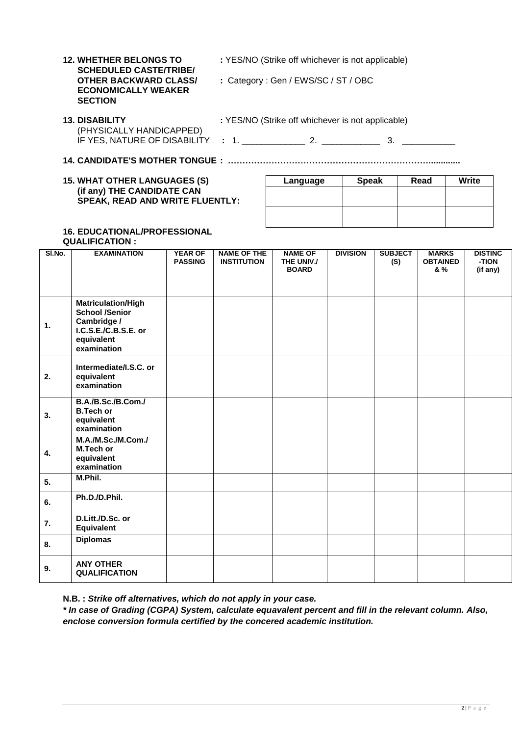**12. WHETHER BELONGS TO SCHEDULED CASTE/TRIBE/ OTHER BACKWARD CLASS/ ECONOMICALLY WEAKER SECTION** : YES/NO (Strike off whichever is not applicable)

: Category : Gen / EWS/SC / ST / OBC

**13. DISABILITY** : YES/NO (Strike off whichever is not applicable)
(PHYSICALLY HANDICAPPED)
IF YES, NATURE OF DISABILITY : 1. _____________ 2. ____________ 3. ___________

**14. CANDIDATE'S MOTHER TONGUE : ……………………………………………………………...........**

**15. WHAT OTHER LANGUAGES (S) (if any) THE CANDIDATE CAN SPEAK, READ AND WRITE FLUENTLY:**

| Language | Speak | Read | Write |
|---|---|---|---|
| | | | |
| | | | |

**16. EDUCATIONAL/PROFESSIONAL QUALIFICATION :**

| Sl.No. | EXAMINATION | YEAR OF PASSING | NAME OF THE INSTITUTION | NAME OF THE UNIV./ BOARD | DIVISION | SUBJECT (S) | MARKS OBTAINED & % | DISTINC-TION (if any) |
|---|---|---|---|---|---|---|---|---|
| 1. | **Matriculation/High School /Senior Cambridge / I.C.S.E./C.B.S.E. or equivalent examination** | | | | | | | |
| 2. | **Intermediate/I.S.C. or equivalent examination** | | | | | | | |
| 3. | **B.A./B.Sc./B.Com./ B.Tech or equivalent examination** | | | | | | | |
| 4. | **M.A./M.Sc./M.Com./ M.Tech or equivalent examination** | | | | | | | |
| 5. | **M.Phil.** | | | | | | | |
| 6. | **Ph.D./D.Phil.** | | | | | | | |
| 7. | **D.Litt./D.Sc. or Equivalent** | | | | | | | |
| 8. | **Diplomas** | | | | | | | |
| 9. | **ANY OTHER QUALIFICATION** | | | | | | | |

**N.B. :** ***Strike off alternatives, which do not apply in your case.***

***\* In case of Grading (CGPA) System, calculate equavalent percent and fill in the relevant column. Also, enclose conversion formula certified by the concered academic institution.***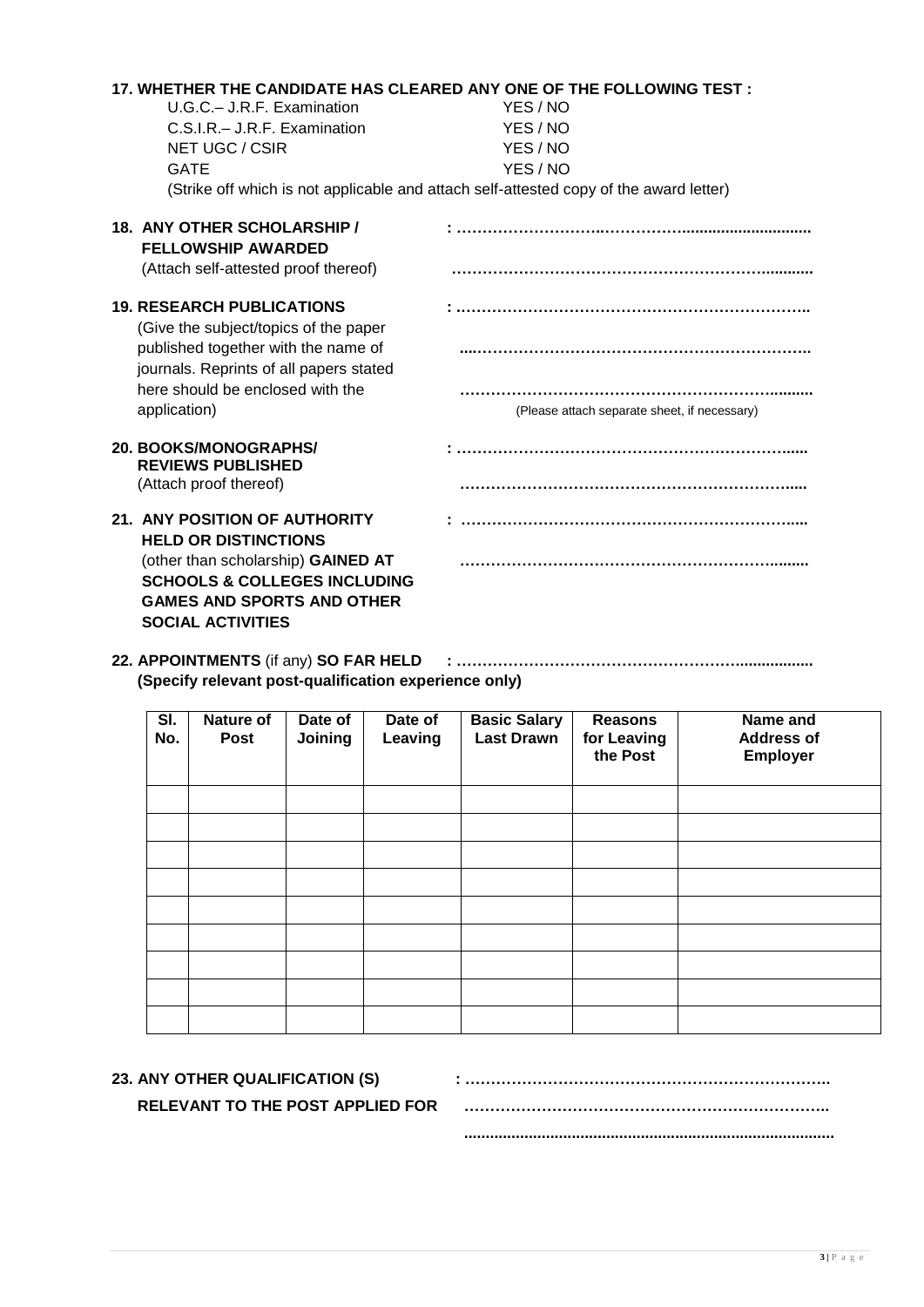**17. WHETHER THE CANDIDATE HAS CLEARED ANY ONE OF THE FOLLOWING TEST :**

| | |
|---|---|
| U.G.C.– J.R.F. Examination | YES / NO |
| C.S.I.R.– J.R.F. Examination | YES / NO |
| NET UGC / CSIR | YES / NO |
| GATE | YES / NO |

(Strike off which is not applicable and attach self-attested copy of the award letter)

**18. ANY OTHER SCHOLARSHIP / FELLOWSHIP AWARDED** : ……………………………………………………………
(Attach self-attested proof thereof) ……………………………………………………………

**19. RESEARCH PUBLICATIONS** : ……………………………………………………………
(Give the subject/topics of the paper published together with the name of journals. Reprints of all papers stated here should be enclosed with the application) ……………………………………………………………
……………………………………………………………
(Please attach separate sheet, if necessary)

**20. BOOKS/MONOGRAPHS/ REVIEWS PUBLISHED** : ……………………………………………………………
(Attach proof thereof) ……………………………………………………………

**21. ANY POSITION OF AUTHORITY HELD OR DISTINCTIONS** (other than scholarship) **GAINED AT SCHOOLS & COLLEGES INCLUDING GAMES AND SPORTS AND OTHER SOCIAL ACTIVITIES** : ……………………………………………………………
……………………………………………………………

**22. APPOINTMENTS** (if any) **SO FAR HELD** : ……………………………………………………………
**(Specify relevant post-qualification experience only)**

| Sl. No. | Nature of Post | Date of Joining | Date of Leaving | Basic Salary Last Drawn | Reasons for Leaving the Post | Name and Address of Employer |
|---|---|---|---|---|---|---|
| | | | | | | |
| | | | | | | |
| | | | | | | |
| | | | | | | |
| | | | | | | |
| | | | | | | |
| | | | | | | |
| | | | | | | |
| | | | | | | |

**23. ANY OTHER QUALIFICATION (S) RELEVANT TO THE POST APPLIED FOR** : ……………………………………………………………
……………………………………………………………
……………………………………………………………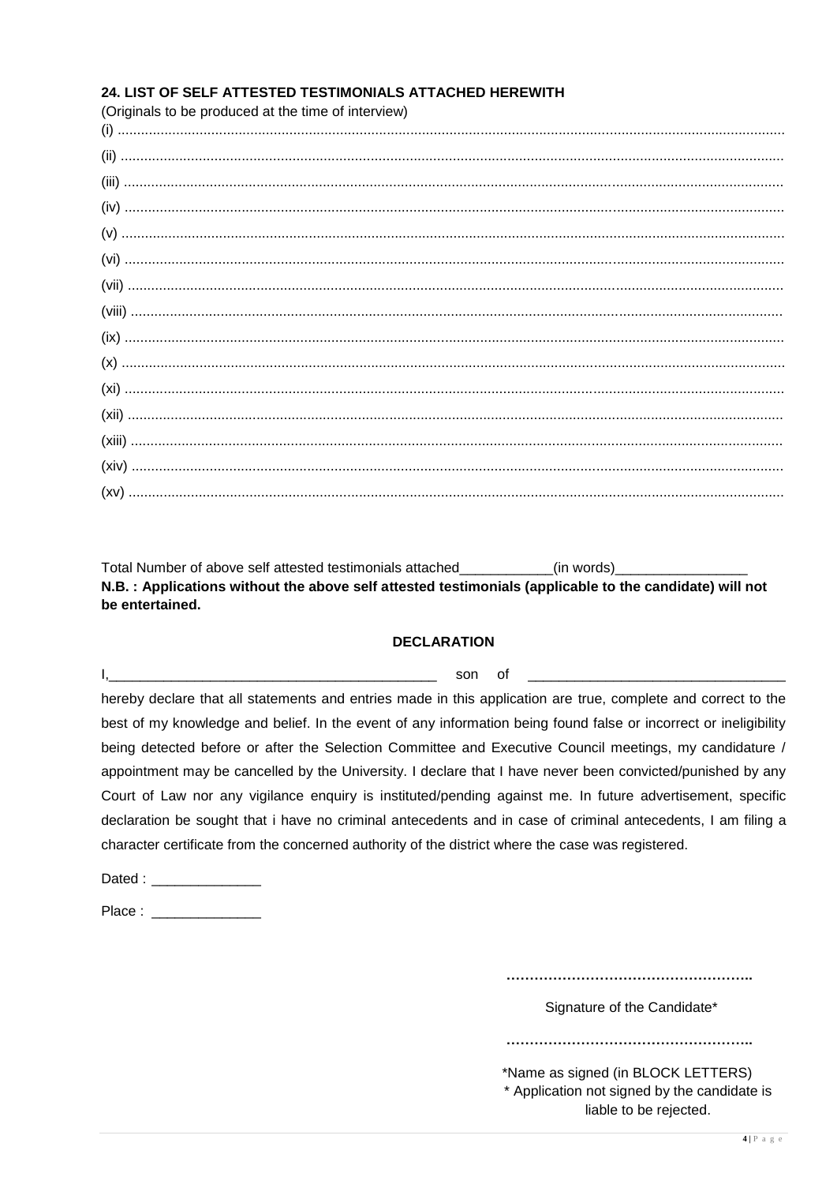## 24. LIST OF SELF ATTESTED TESTIMONIALS ATTACHED HEREWITH

(Originals to be produced at the time of interview)

(i) ..........................................................................................................................................................

(ii) .........................................................................................................................................................

(iii) ........................................................................................................................................................

(iv) ........................................................................................................................................................

(v) .........................................................................................................................................................

(vi) ........................................................................................................................................................

(vii) .......................................................................................................................................................

(viii) ......................................................................................................................................................

(ix) ........................................................................................................................................................

(x) .........................................................................................................................................................

(xi) ........................................................................................................................................................

(xii) .......................................................................................................................................................

(xiii) ......................................................................................................................................................

(xiv) ......................................................................................................................................................

(xv) .......................................................................................................................................................

Total Number of above self attested testimonials attached____________(in words)_________________

**N.B. : Applications without the above self attested testimonials (applicable to the candidate) will not be entertained.**

### DECLARATION

I,___________________________________________ son of _________________________________

hereby declare that all statements and entries made in this application are true, complete and correct to the best of my knowledge and belief. In the event of any information being found false or incorrect or ineligibility being detected before or after the Selection Committee and Executive Council meetings, my candidature / appointment may be cancelled by the University. I declare that I have never been convicted/punished by any Court of Law nor any vigilance enquiry is instituted/pending against me. In future advertisement, specific declaration be sought that i have no criminal antecedents and in case of criminal antecedents, I am filing a character certificate from the concerned authority of the district where the case was registered.

Dated : ______________

Place : ______________

……………………………………………..

Signature of the Candidate*

……………………………………………..

*Name as signed (in BLOCK LETTERS)

* Application not signed by the candidate is liable to be rejected.